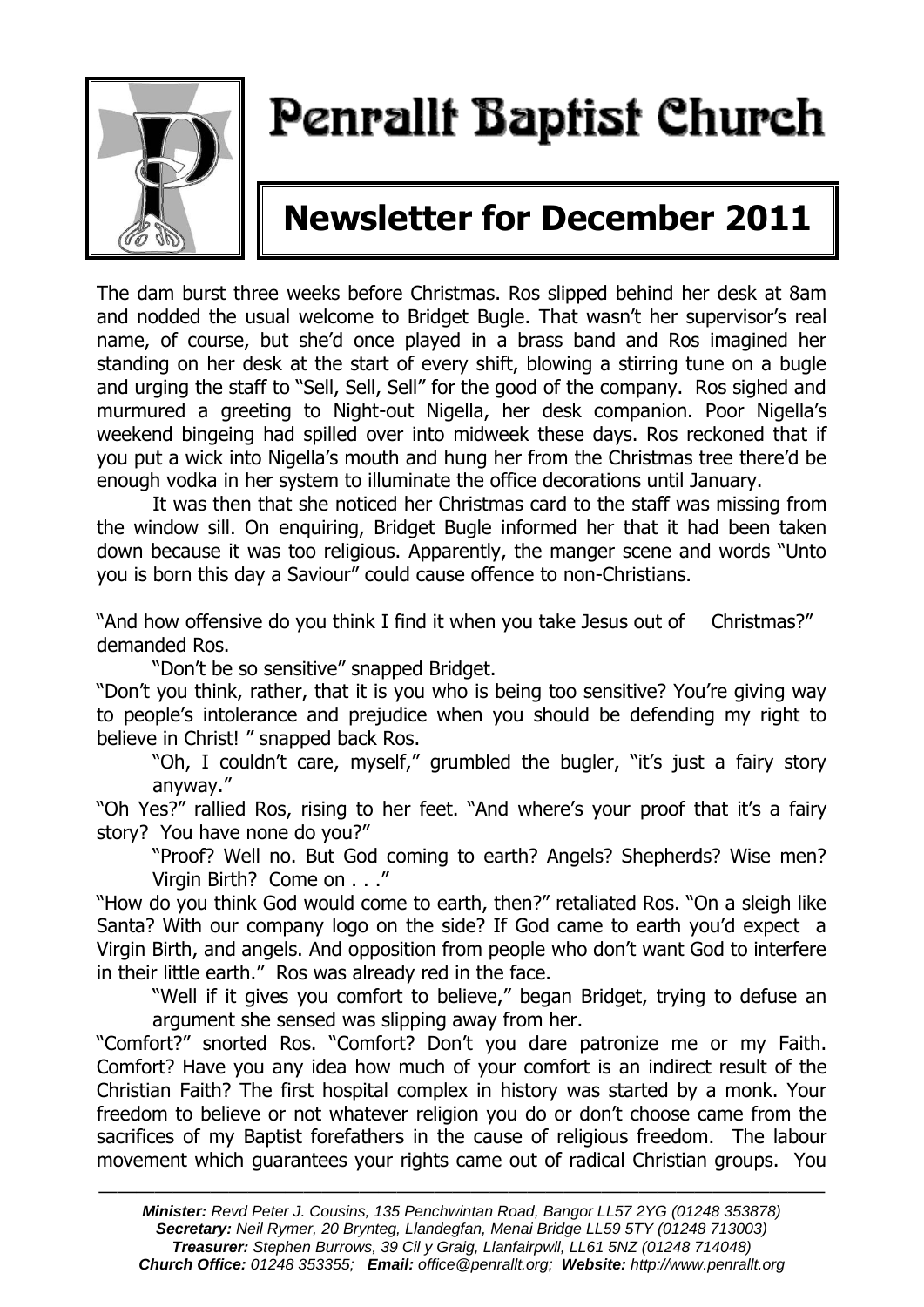# Penrallt Baptist Church

## Newsletter for December 2011

The dam burst three weeks before Christmas. Ros slipped behind her desk at 8am and nodded the usual welcome to Bridget Bugle. That wasn't her supervisor's real name, of course, but she'd once played in a brass band and Ros imagined her standing on her desk at the start of every shift, blowing a stirring tune on a bugle and urging the staff to "Sell, Sell, Sell" for the good of the company. Ros sighed and murmured a greeting to Night-out Nigella, her desk companion. Poor Nigella's weekend bingeing had spilled over into midweek these days. Ros reckoned that if you put a wick into Nigella's mouth and hung her from the Christmas tree there'd be enough vodka in her system to illuminate the office decorations until January.

It was then that she noticed her Christmas card to the staff was missing from the window sill. On enquiring, Bridget Bugle informed her that it had been taken down because it was too religious. Apparently, the manger scene and words "Unto you is born this day a Saviour" could cause offence to non-Christians.

"And how offensive do you think I find it when you take Jesus out of Christmas?" demanded Ros.

"Don't be so sensitive" snapped Bridget.

"Don't you think, rather, that it is you who is being too sensitive? You're giving way to people's intolerance and prejudice when you should be defending my right to believe in Christ! " snapped back Ros.

"Oh, I couldn't care, myself," grumbled the bugler, "it's just a fairy story anyway."

"Oh Yes?" rallied Ros, rising to her feet. "And where's your proof that it's a fairy story? You have none do you?"

"Proof? Well no. But God coming to earth? Angels? Shepherds? Wise men? Virgin Birth? Come on . . ."

"How do you think God would come to earth, then?" retaliated Ros. "On a sleigh like Santa? With our company logo on the side? If God came to earth you'd expect a Virgin Birth, and angels. And opposition from people who don't want God to interfere in their little earth." Ros was already red in the face.

"Well if it gives you comfort to believe," began Bridget, trying to defuse an argument she sensed was slipping away from her.

"Comfort?" snorted Ros. "Comfort? Don't you dare patronize me or my Faith. Comfort? Have you any idea how much of your comfort is an indirect result of the Christian Faith? The first hospital complex in history was started by a monk. Your freedom to believe or not whatever religion you do or don't choose came from the sacrifices of my Baptist forefathers in the cause of religious freedom. The labour movement which guarantees your rights came out of radical Christian groups. You

---

***Minister:*** *Revd Peter J. Cousins, 135 Penchwintan Road, Bangor LL57 2YG (01248 353878)*
***Secretary:*** *Neil Rymer, 20 Brynteg, Llandegfan, Menai Bridge LL59 5TY (01248 713003)*
***Treasurer:*** *Stephen Burrows, 39 Cil y Graig, Llanfairpwll, LL61 5NZ (01248 714048)*
***Church Office:*** *01248 353355;* ***Email:*** *office@penrallt.org;* ***Website:*** *http://www.penrallt.org*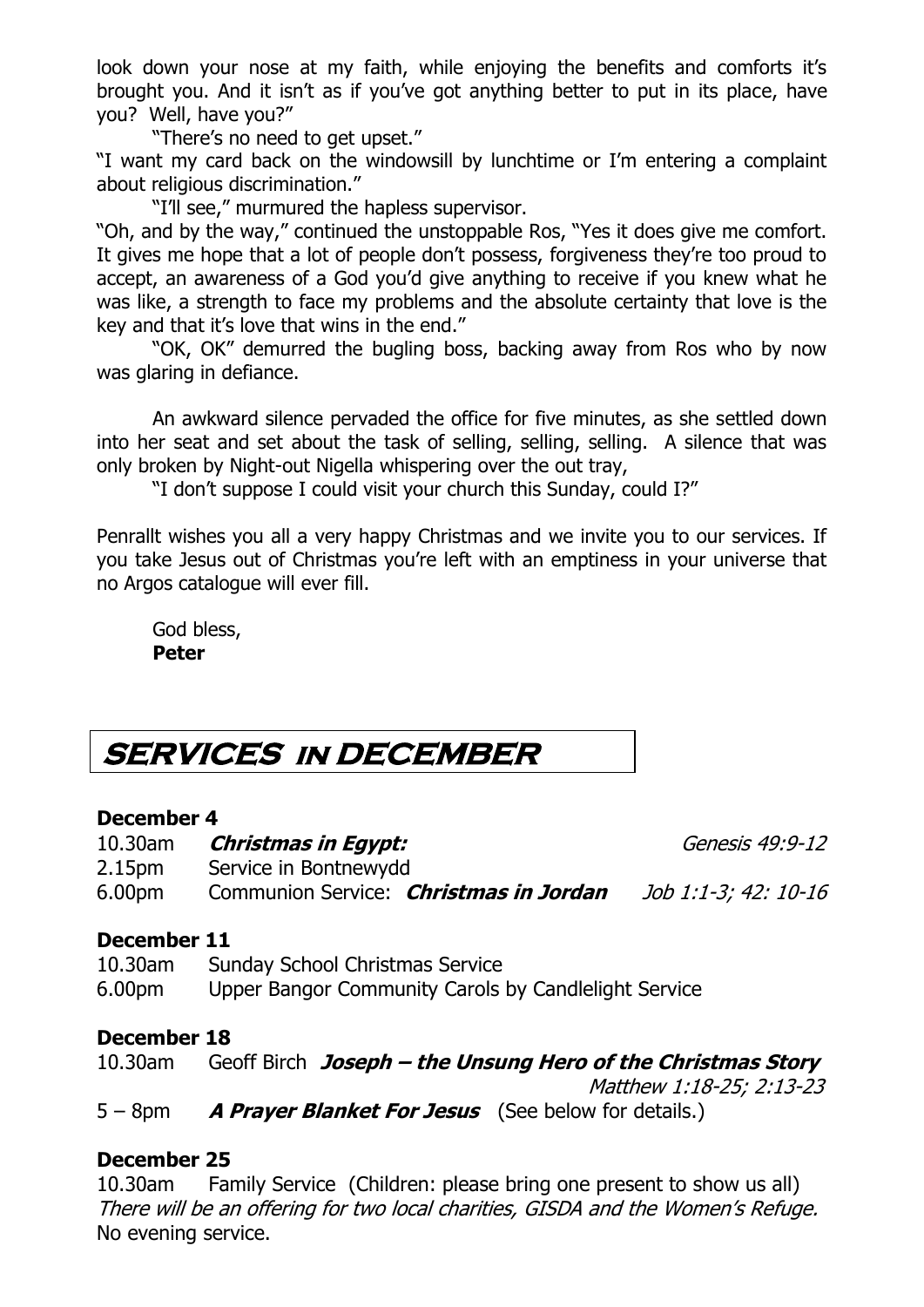look down your nose at my faith, while enjoying the benefits and comforts it's brought you. And it isn't as if you've got anything better to put in its place, have you? Well, have you?"

"There's no need to get upset."

"I want my card back on the windowsill by lunchtime or I'm entering a complaint about religious discrimination."

"I'll see," murmured the hapless supervisor.

"Oh, and by the way," continued the unstoppable Ros, "Yes it does give me comfort. It gives me hope that a lot of people don't possess, forgiveness they're too proud to accept, an awareness of a God you'd give anything to receive if you knew what he was like, a strength to face my problems and the absolute certainty that love is the key and that it's love that wins in the end."

"OK, OK" demurred the bugling boss, backing away from Ros who by now was glaring in defiance.

An awkward silence pervaded the office for five minutes, as she settled down into her seat and set about the task of selling, selling, selling. A silence that was only broken by Night-out Nigella whispering over the out tray,

"I don't suppose I could visit your church this Sunday, could I?"

Penrallt wishes you all a very happy Christmas and we invite you to our services. If you take Jesus out of Christmas you're left with an emptiness in your universe that no Argos catalogue will ever fill.

God bless,
**Peter**

# SERVICES IN DECEMBER

**December 4**

10.30am ***Christmas in Egypt:*** *Genesis 49:9-12*
2.15pm Service in Bontnewydd
6.00pm Communion Service: ***Christmas in Jordan*** *Job 1:1-3; 42: 10-16*

**December 11**

10.30am Sunday School Christmas Service
6.00pm Upper Bangor Community Carols by Candlelight Service

**December 18**

10.30am Geoff Birch ***Joseph – the Unsung Hero of the Christmas Story*** *Matthew 1:18-25; 2:13-23*
5 – 8pm ***A Prayer Blanket For Jesus*** (See below for details.)

**December 25**

10.30am Family Service (Children: please bring one present to show us all)
*There will be an offering for two local charities, GISDA and the Women's Refuge.*
No evening service.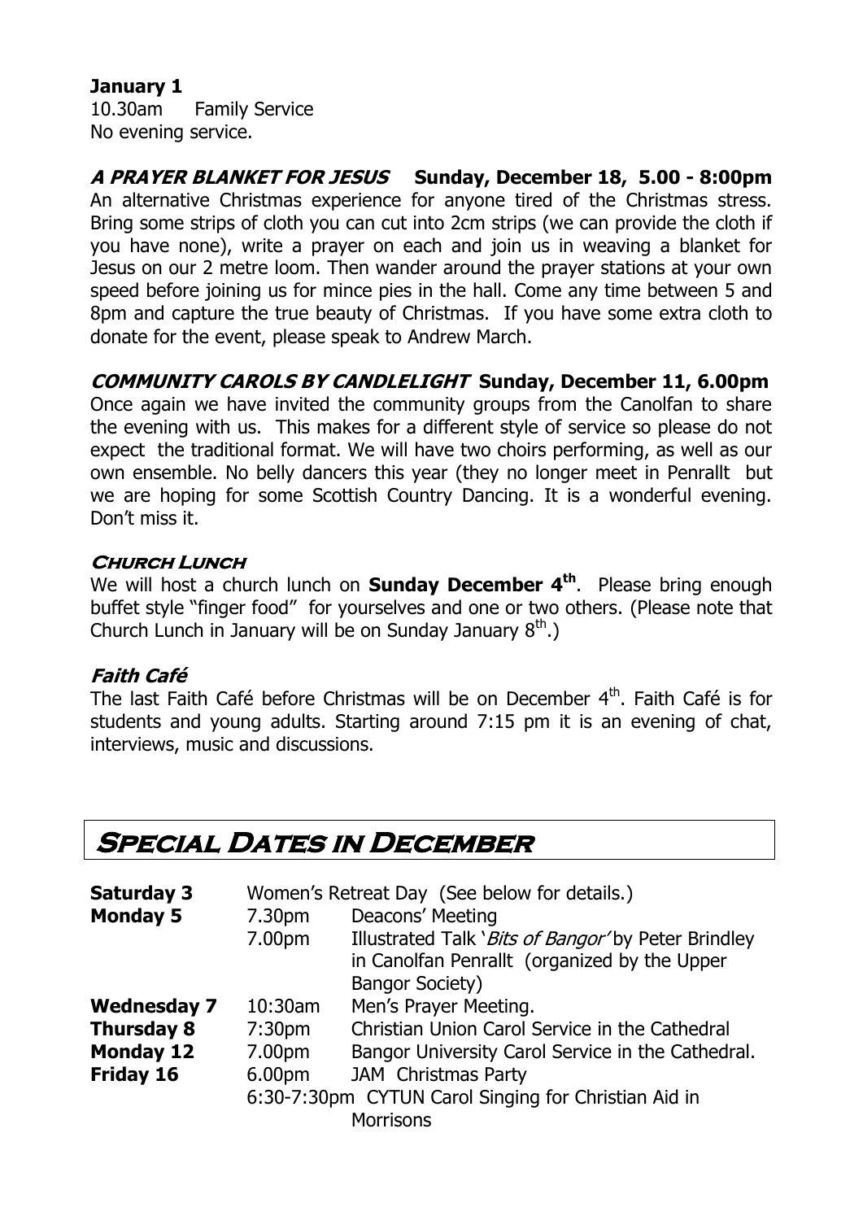**January 1**
10.30am Family Service
No evening service.

***A PRAYER BLANKET FOR JESUS*** **Sunday, December 18, 5.00 - 8:00pm**
An alternative Christmas experience for anyone tired of the Christmas stress. Bring some strips of cloth you can cut into 2cm strips (we can provide the cloth if you have none), write a prayer on each and join us in weaving a blanket for Jesus on our 2 metre loom. Then wander around the prayer stations at your own speed before joining us for mince pies in the hall. Come any time between 5 and 8pm and capture the true beauty of Christmas. If you have some extra cloth to donate for the event, please speak to Andrew March.

***COMMUNITY CAROLS BY CANDLELIGHT*** **Sunday, December 11, 6.00pm**
Once again we have invited the community groups from the Canolfan to share the evening with us. This makes for a different style of service so please do not expect the traditional format. We will have two choirs performing, as well as our own ensemble. No belly dancers this year (they no longer meet in Penrallt but we are hoping for some Scottish Country Dancing. It is a wonderful evening. Don't miss it.

***Church Lunch***
We will host a church lunch on **Sunday December 4th**. Please bring enough buffet style "finger food" for yourselves and one or two others. (Please note that Church Lunch in January will be on Sunday January 8th.)

***Faith Café***
The last Faith Café before Christmas will be on December 4th. Faith Café is for students and young adults. Starting around 7:15 pm it is an evening of chat, interviews, music and discussions.

## Special Dates in December

| | | |
|---|---|---|
| **Saturday 3** | Women's Retreat Day (See below for details.) | |
| **Monday 5** | 7.30pm | Deacons' Meeting |
| | 7.00pm | Illustrated Talk '*Bits of Bangor*' by Peter Brindley in Canolfan Penrallt (organized by the Upper Bangor Society) |
| **Wednesday 7** | 10:30am | Men's Prayer Meeting. |
| **Thursday 8** | 7:30pm | Christian Union Carol Service in the Cathedral |
| **Monday 12** | 7.00pm | Bangor University Carol Service in the Cathedral. |
| **Friday 16** | 6.00pm | JAM Christmas Party |
| | 6:30-7:30pm | CYTUN Carol Singing for Christian Aid in Morrisons |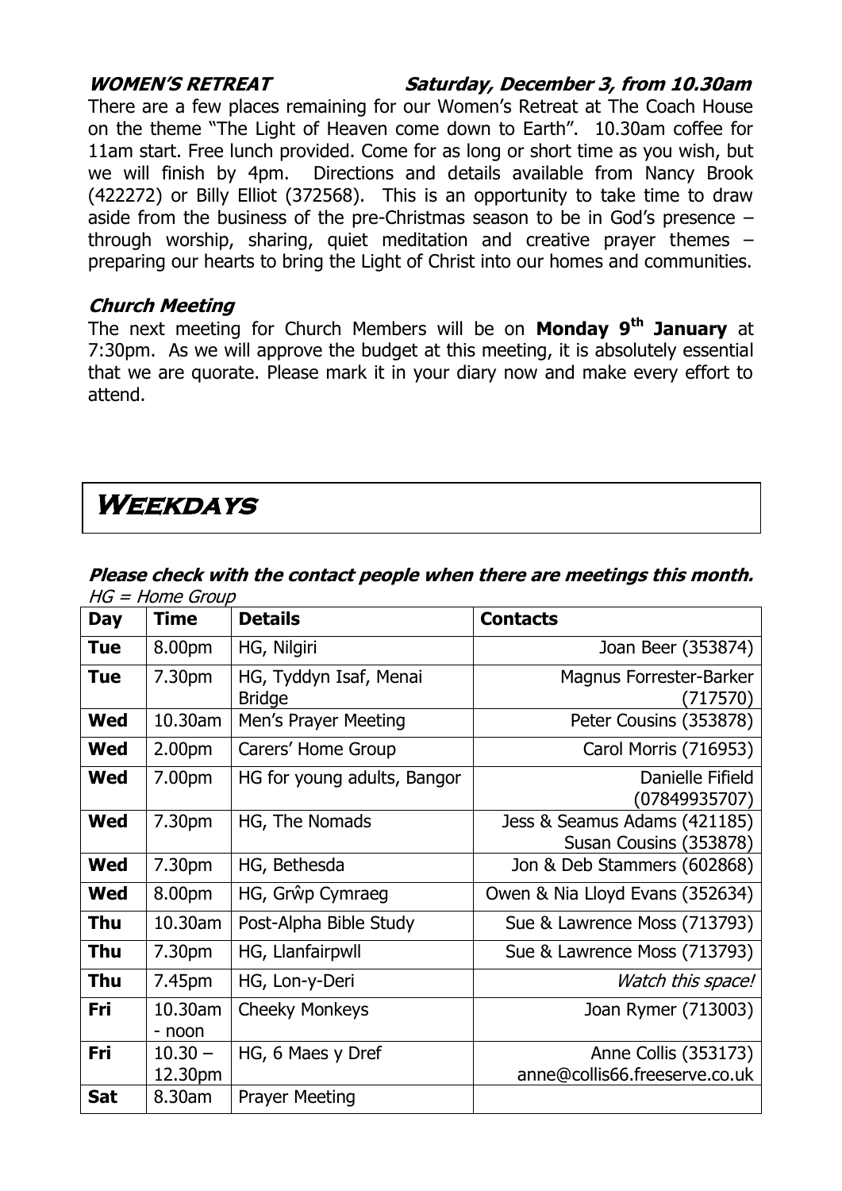***WOMEN'S RETREAT*** ***Saturday, December 3, from 10.30am***

There are a few places remaining for our Women's Retreat at The Coach House on the theme "The Light of Heaven come down to Earth". 10.30am coffee for 11am start. Free lunch provided. Come for as long or short time as you wish, but we will finish by 4pm. Directions and details available from Nancy Brook (422272) or Billy Elliot (372568). This is an opportunity to take time to draw aside from the business of the pre-Christmas season to be in God's presence – through worship, sharing, quiet meditation and creative prayer themes – preparing our hearts to bring the Light of Christ into our homes and communities.

***Church Meeting***

The next meeting for Church Members will be on **Monday 9th January** at 7:30pm. As we will approve the budget at this meeting, it is absolutely essential that we are quorate. Please mark it in your diary now and make every effort to attend.

# Weekdays

***Please check with the contact people when there are meetings this month.***

*HG = Home Group*

| Day | Time | Details | Contacts |
|---|---|---|---|
| **Tue** | 8.00pm | HG, Nilgiri | Joan Beer (353874) |
| **Tue** | 7.30pm | HG, Tyddyn Isaf, Menai Bridge | Magnus Forrester-Barker (717570) |
| **Wed** | 10.30am | Men's Prayer Meeting | Peter Cousins (353878) |
| **Wed** | 2.00pm | Carers' Home Group | Carol Morris (716953) |
| **Wed** | 7.00pm | HG for young adults, Bangor | Danielle Fifield (07849935707) |
| **Wed** | 7.30pm | HG, The Nomads | Jess & Seamus Adams (421185) Susan Cousins (353878) |
| **Wed** | 7.30pm | HG, Bethesda | Jon & Deb Stammers (602868) |
| **Wed** | 8.00pm | HG, Grŵp Cymraeg | Owen & Nia Lloyd Evans (352634) |
| **Thu** | 10.30am | Post-Alpha Bible Study | Sue & Lawrence Moss (713793) |
| **Thu** | 7.30pm | HG, Llanfairpwll | Sue & Lawrence Moss (713793) |
| **Thu** | 7.45pm | HG, Lon-y-Deri | *Watch this space!* |
| **Fri** | 10.30am - noon | Cheeky Monkeys | Joan Rymer (713003) |
| **Fri** | 10.30 – 12.30pm | HG, 6 Maes y Dref | Anne Collis (353173) anne@collis66.freeserve.co.uk |
| **Sat** | 8.30am | Prayer Meeting | |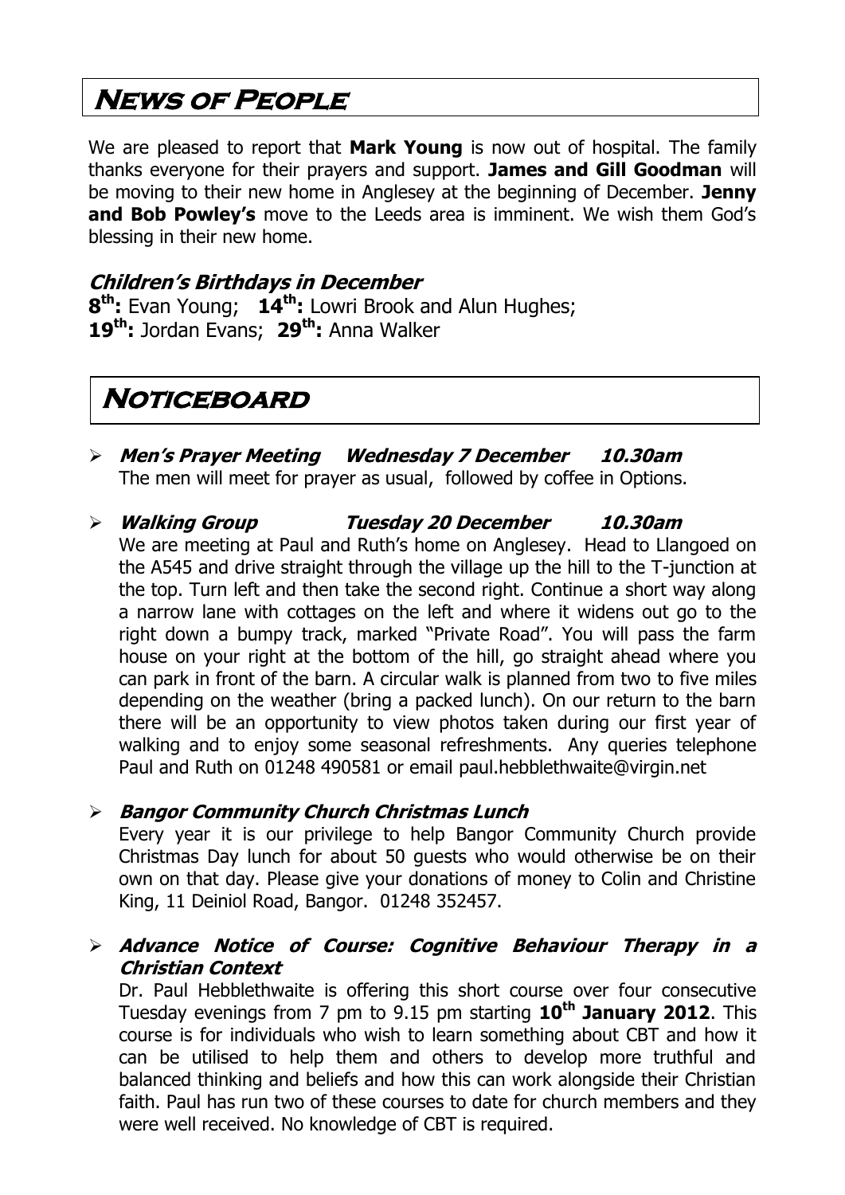# News of People

We are pleased to report that **Mark Young** is now out of hospital. The family thanks everyone for their prayers and support. **James and Gill Goodman** will be moving to their new home in Anglesey at the beginning of December. **Jenny and Bob Powley's** move to the Leeds area is imminent. We wish them God's blessing in their new home.

### *Children's Birthdays in December*

**8th:** Evan Young; **14th:** Lowri Brook and Alun Hughes;
**19th:** Jordan Evans; **29th:** Anna Walker

# Noticeboard

- ***Men's Prayer Meeting Wednesday 7 December 10.30am***
  The men will meet for prayer as usual, followed by coffee in Options.

- ***Walking Group Tuesday 20 December 10.30am***
  We are meeting at Paul and Ruth's home on Anglesey. Head to Llangoed on the A545 and drive straight through the village up the hill to the T-junction at the top. Turn left and then take the second right. Continue a short way along a narrow lane with cottages on the left and where it widens out go to the right down a bumpy track, marked "Private Road". You will pass the farm house on your right at the bottom of the hill, go straight ahead where you can park in front of the barn. A circular walk is planned from two to five miles depending on the weather (bring a packed lunch). On our return to the barn there will be an opportunity to view photos taken during our first year of walking and to enjoy some seasonal refreshments. Any queries telephone Paul and Ruth on 01248 490581 or email paul.hebblethwaite@virgin.net

- ***Bangor Community Church Christmas Lunch***
  Every year it is our privilege to help Bangor Community Church provide Christmas Day lunch for about 50 guests who would otherwise be on their own on that day. Please give your donations of money to Colin and Christine King, 11 Deiniol Road, Bangor. 01248 352457.

- ***Advance Notice of Course: Cognitive Behaviour Therapy in a Christian Context***
  Dr. Paul Hebblethwaite is offering this short course over four consecutive Tuesday evenings from 7 pm to 9.15 pm starting **10th January 2012**. This course is for individuals who wish to learn something about CBT and how it can be utilised to help them and others to develop more truthful and balanced thinking and beliefs and how this can work alongside their Christian faith. Paul has run two of these courses to date for church members and they were well received. No knowledge of CBT is required.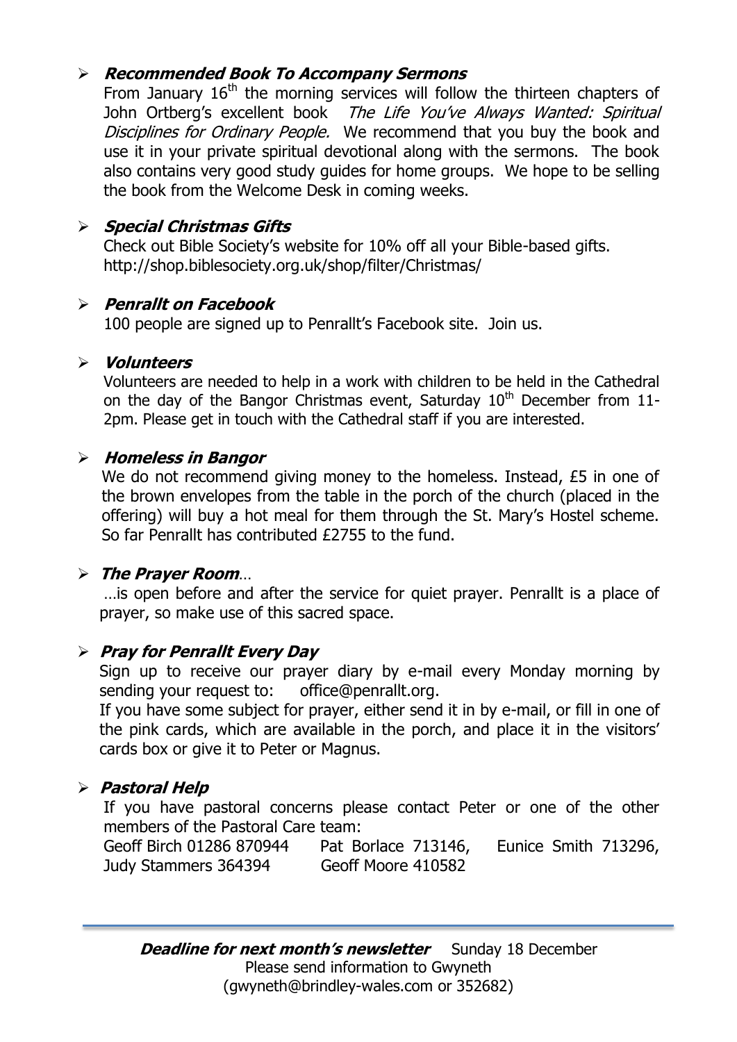- ***Recommended Book To Accompany Sermons***

  From January 16th the morning services will follow the thirteen chapters of John Ortberg's excellent book *The Life You've Always Wanted: Spiritual Disciplines for Ordinary People.* We recommend that you buy the book and use it in your private spiritual devotional along with the sermons. The book also contains very good study guides for home groups. We hope to be selling the book from the Welcome Desk in coming weeks.

- ***Special Christmas Gifts***

  Check out Bible Society's website for 10% off all your Bible-based gifts. http://shop.biblesociety.org.uk/shop/filter/Christmas/

- ***Penrallt on Facebook***

  100 people are signed up to Penrallt's Facebook site. Join us.

- ***Volunteers***

  Volunteers are needed to help in a work with children to be held in the Cathedral on the day of the Bangor Christmas event, Saturday 10th December from 11-2pm. Please get in touch with the Cathedral staff if you are interested.

- ***Homeless in Bangor***

  We do not recommend giving money to the homeless. Instead, £5 in one of the brown envelopes from the table in the porch of the church (placed in the offering) will buy a hot meal for them through the St. Mary's Hostel scheme. So far Penrallt has contributed £2755 to the fund.

- ***The Prayer Room***…

  …is open before and after the service for quiet prayer. Penrallt is a place of prayer, so make use of this sacred space.

- ***Pray for Penrallt Every Day***

  Sign up to receive our prayer diary by e-mail every Monday morning by sending your request to: office@penrallt.org.

  If you have some subject for prayer, either send it in by e-mail, or fill in one of the pink cards, which are available in the porch, and place it in the visitors' cards box or give it to Peter or Magnus.

- ***Pastoral Help***

  If you have pastoral concerns please contact Peter or one of the other members of the Pastoral Care team:

  Geoff Birch 01286 870944 Pat Borlace 713146, Eunice Smith 713296, Judy Stammers 364394 Geoff Moore 410582

---

***Deadline for next month's newsletter*** Sunday 18 December
Please send information to Gwyneth
(gwyneth@brindley-wales.com or 352682)